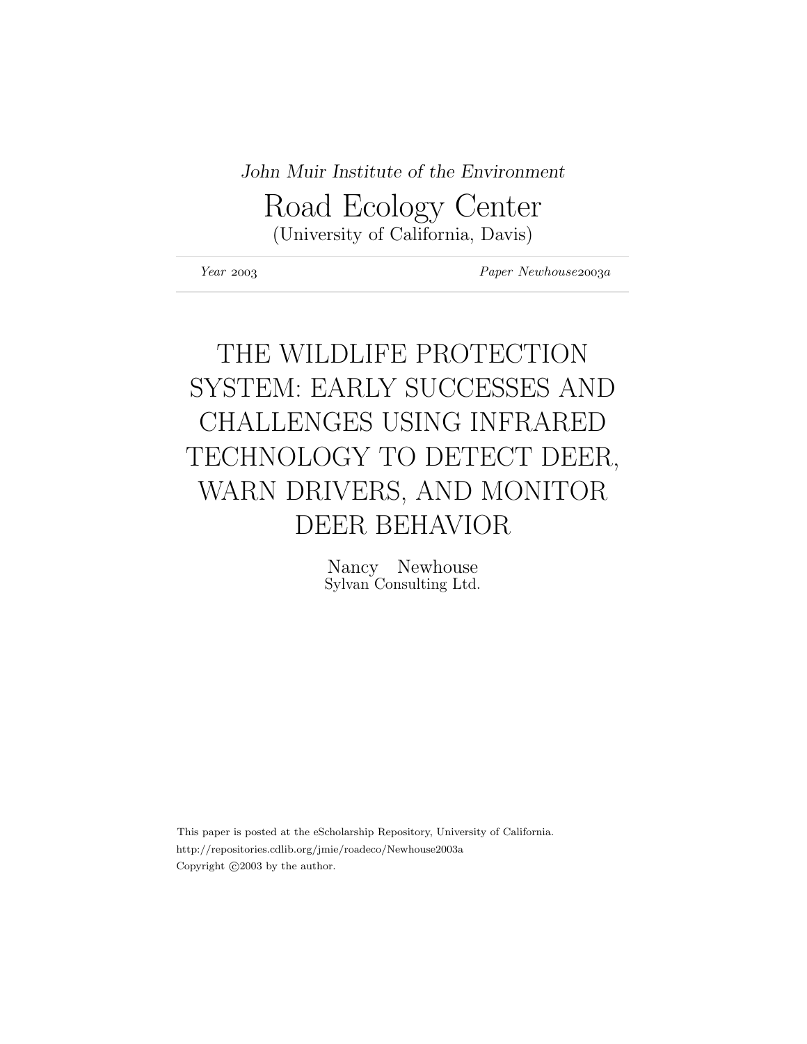*John Muir Institute of the Environment*

# Road Ecology Center

(University of California, Davis)

*Year* 2003 *Paper Newhouse*2003*a*

# THE WILDLIFE PROTECTION SYSTEM: EARLY SUCCESSES AND CHALLENGES USING INFRARED TECHNOLOGY TO DETECT DEER, WARN DRIVERS, AND MONITOR DEER BEHAVIOR

Nancy Newhouse
Sylvan Consulting Ltd.

This paper is posted at the eScholarship Repository, University of California.
http://repositories.cdlib.org/jmie/roadeco/Newhouse2003a
Copyright ©2003 by the author.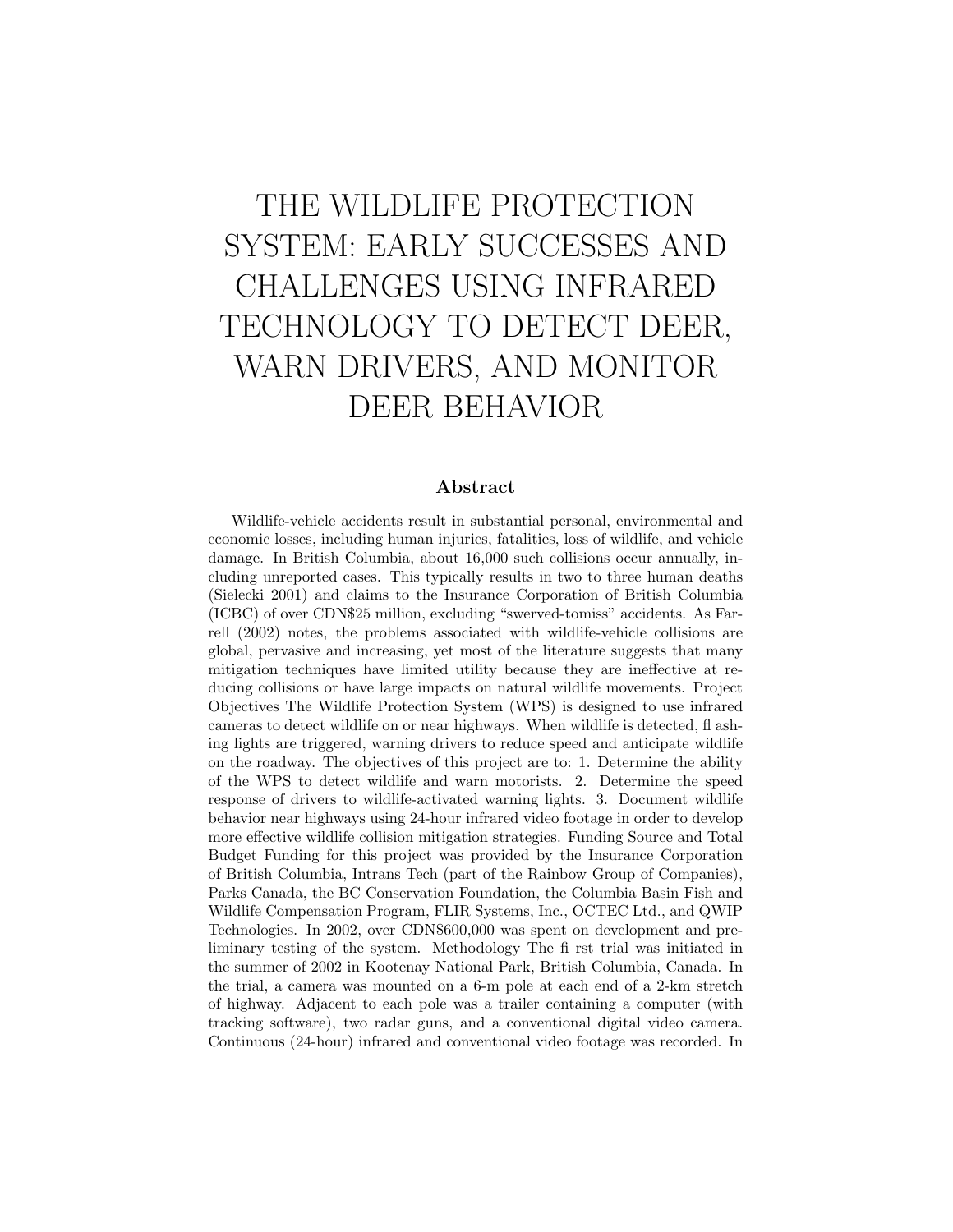# THE WILDLIFE PROTECTION SYSTEM: EARLY SUCCESSES AND CHALLENGES USING INFRARED TECHNOLOGY TO DETECT DEER, WARN DRIVERS, AND MONITOR DEER BEHAVIOR

## Abstract

Wildlife-vehicle accidents result in substantial personal, environmental and economic losses, including human injuries, fatalities, loss of wildlife, and vehicle damage. In British Columbia, about 16,000 such collisions occur annually, including unreported cases. This typically results in two to three human deaths (Sielecki 2001) and claims to the Insurance Corporation of British Columbia (ICBC) of over CDN$25 million, excluding "swerved-tomiss" accidents. As Farrell (2002) notes, the problems associated with wildlife-vehicle collisions are global, pervasive and increasing, yet most of the literature suggests that many mitigation techniques have limited utility because they are ineffective at reducing collisions or have large impacts on natural wildlife movements. Project Objectives The Wildlife Protection System (WPS) is designed to use infrared cameras to detect wildlife on or near highways. When wildlife is detected, fl ashing lights are triggered, warning drivers to reduce speed and anticipate wildlife on the roadway. The objectives of this project are to: 1. Determine the ability of the WPS to detect wildlife and warn motorists. 2. Determine the speed response of drivers to wildlife-activated warning lights. 3. Document wildlife behavior near highways using 24-hour infrared video footage in order to develop more effective wildlife collision mitigation strategies. Funding Source and Total Budget Funding for this project was provided by the Insurance Corporation of British Columbia, Intrans Tech (part of the Rainbow Group of Companies), Parks Canada, the BC Conservation Foundation, the Columbia Basin Fish and Wildlife Compensation Program, FLIR Systems, Inc., OCTEC Ltd., and QWIP Technologies. In 2002, over CDN$600,000 was spent on development and preliminary testing of the system. Methodology The fi rst trial was initiated in the summer of 2002 in Kootenay National Park, British Columbia, Canada. In the trial, a camera was mounted on a 6-m pole at each end of a 2-km stretch of highway. Adjacent to each pole was a trailer containing a computer (with tracking software), two radar guns, and a conventional digital video camera. Continuous (24-hour) infrared and conventional video footage was recorded. In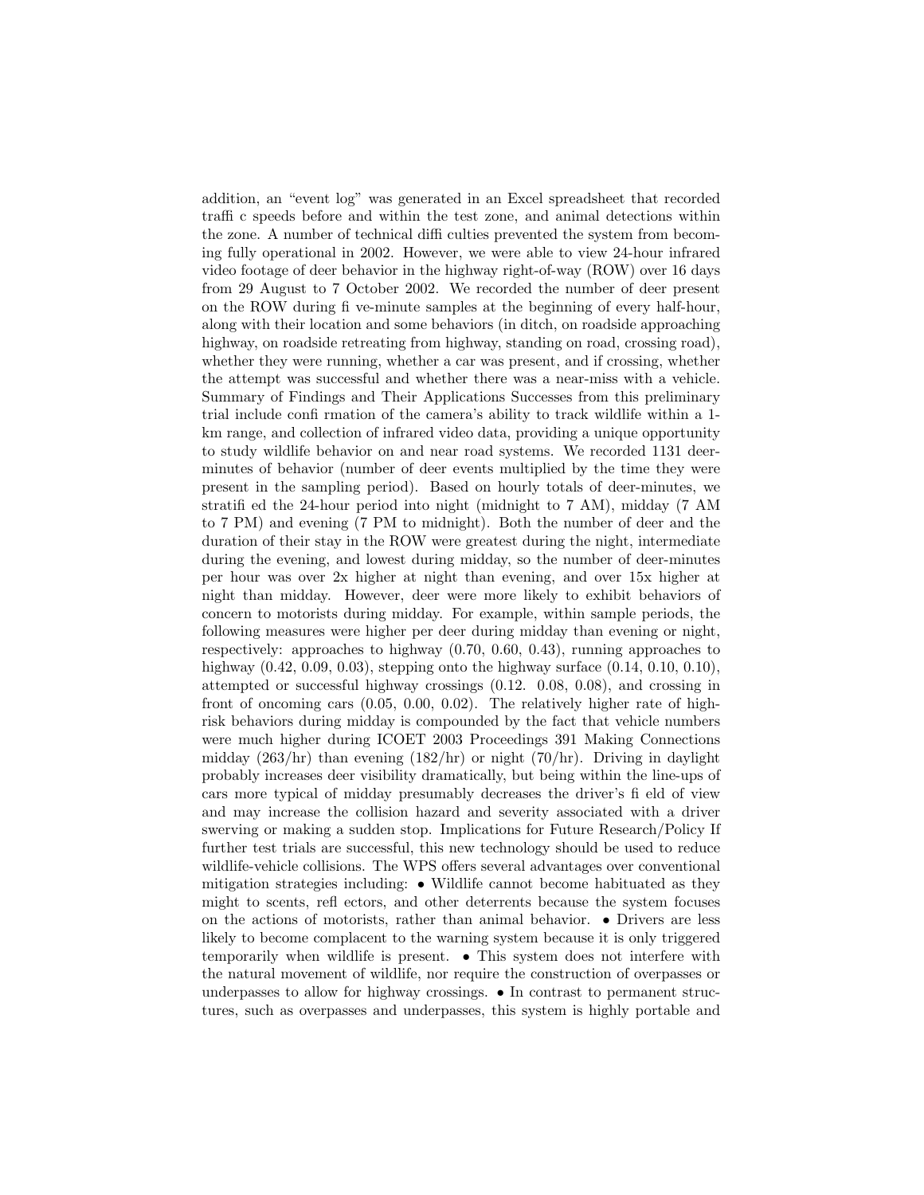addition, an "event log" was generated in an Excel spreadsheet that recorded traffic speeds before and within the test zone, and animal detections within the zone. A number of technical difficulties prevented the system from becoming fully operational in 2002. However, we were able to view 24-hour infrared video footage of deer behavior in the highway right-of-way (ROW) over 16 days from 29 August to 7 October 2002. We recorded the number of deer present on the ROW during five-minute samples at the beginning of every half-hour, along with their location and some behaviors (in ditch, on roadside approaching highway, on roadside retreating from highway, standing on road, crossing road), whether they were running, whether a car was present, and if crossing, whether the attempt was successful and whether there was a near-miss with a vehicle.

Summary of Findings and Their Applications Successes from this preliminary trial include confirmation of the camera's ability to track wildlife within a 1-km range, and collection of infrared video data, providing a unique opportunity to study wildlife behavior on and near road systems. We recorded 1131 deer-minutes of behavior (number of deer events multiplied by the time they were present in the sampling period). Based on hourly totals of deer-minutes, we stratified the 24-hour period into night (midnight to 7 AM), midday (7 AM to 7 PM) and evening (7 PM to midnight). Both the number of deer and the duration of their stay in the ROW were greatest during the night, intermediate during the evening, and lowest during midday, so the number of deer-minutes per hour was over 2x higher at night than evening, and over 15x higher at night than midday. However, deer were more likely to exhibit behaviors of concern to motorists during midday. For example, within sample periods, the following measures were higher per deer during midday than evening or night, respectively: approaches to highway (0.70, 0.60, 0.43), running approaches to highway (0.42, 0.09, 0.03), stepping onto the highway surface (0.14, 0.10, 0.10), attempted or successful highway crossings (0.12. 0.08, 0.08), and crossing in front of oncoming cars (0.05, 0.00, 0.02). The relatively higher rate of high-risk behaviors during midday is compounded by the fact that vehicle numbers were much higher during ICOET 2003 Proceedings 391 Making Connections midday (263/hr) than evening (182/hr) or night (70/hr). Driving in daylight probably increases deer visibility dramatically, but being within the line-ups of cars more typical of midday presumably decreases the driver's field of view and may increase the collision hazard and severity associated with a driver swerving or making a sudden stop.

Implications for Future Research/Policy If further test trials are successful, this new technology should be used to reduce wildlife-vehicle collisions. The WPS offers several advantages over conventional mitigation strategies including:

- Wildlife cannot become habituated as they might to scents, reflectors, and other deterrents because the system focuses on the actions of motorists, rather than animal behavior.
- Drivers are less likely to become complacent to the warning system because it is only triggered temporarily when wildlife is present.
- This system does not interfere with the natural movement of wildlife, nor require the construction of overpasses or underpasses to allow for highway crossings.
- In contrast to permanent structures, such as overpasses and underpasses, this system is highly portable and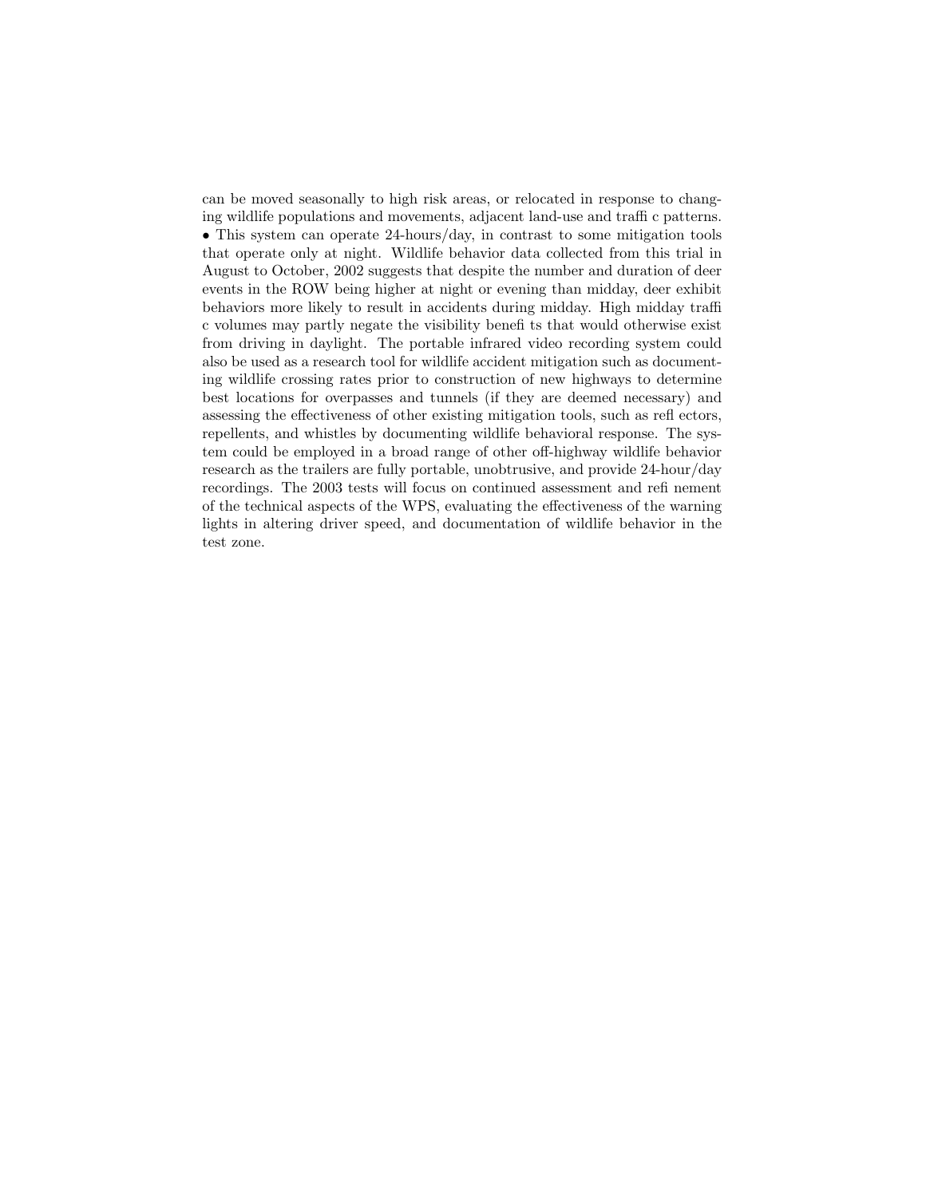can be moved seasonally to high risk areas, or relocated in response to changing wildlife populations and movements, adjacent land-use and traffic patterns.

• This system can operate 24-hours/day, in contrast to some mitigation tools that operate only at night. Wildlife behavior data collected from this trial in August to October, 2002 suggests that despite the number and duration of deer events in the ROW being higher at night or evening than midday, deer exhibit behaviors more likely to result in accidents during midday. High midday traffic volumes may partly negate the visibility benefits that would otherwise exist from driving in daylight. The portable infrared video recording system could also be used as a research tool for wildlife accident mitigation such as documenting wildlife crossing rates prior to construction of new highways to determine best locations for overpasses and tunnels (if they are deemed necessary) and assessing the effectiveness of other existing mitigation tools, such as reflectors, repellents, and whistles by documenting wildlife behavioral response. The system could be employed in a broad range of other off-highway wildlife behavior research as the trailers are fully portable, unobtrusive, and provide 24-hour/day recordings. The 2003 tests will focus on continued assessment and refinement of the technical aspects of the WPS, evaluating the effectiveness of the warning lights in altering driver speed, and documentation of wildlife behavior in the test zone.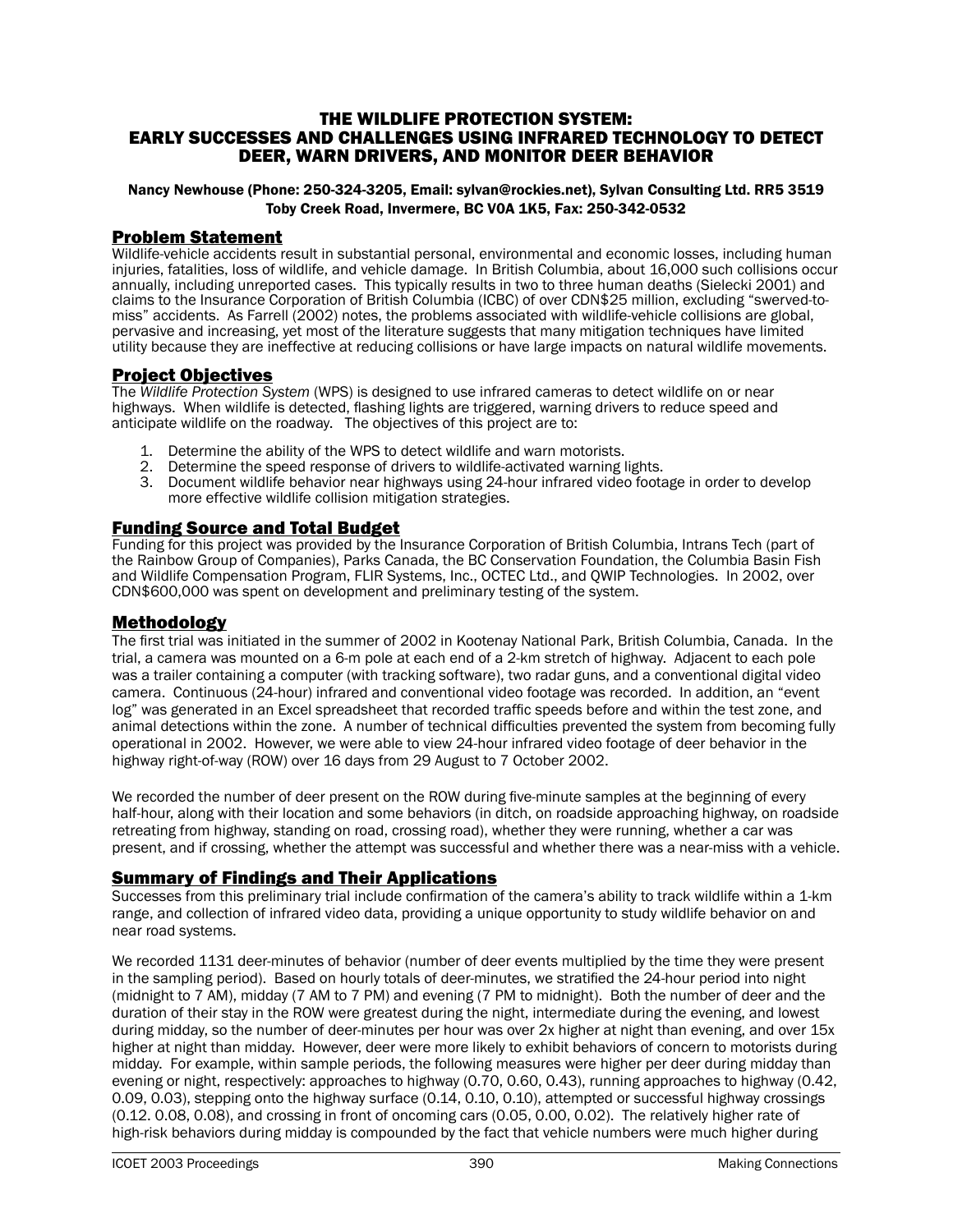# THE WILDLIFE PROTECTION SYSTEM: EARLY SUCCESSES AND CHALLENGES USING INFRARED TECHNOLOGY TO DETECT DEER, WARN DRIVERS, AND MONITOR DEER BEHAVIOR

**Nancy Newhouse (Phone: 250-324-3205, Email: sylvan@rockies.net), Sylvan Consulting Ltd. RR5 3519 Toby Creek Road, Invermere, BC V0A 1K5, Fax: 250-342-0532**

## Problem Statement

Wildlife-vehicle accidents result in substantial personal, environmental and economic losses, including human injuries, fatalities, loss of wildlife, and vehicle damage. In British Columbia, about 16,000 such collisions occur annually, including unreported cases. This typically results in two to three human deaths (Sielecki 2001) and claims to the Insurance Corporation of British Columbia (ICBC) of over CDN$25 million, excluding "swerved-to-miss" accidents. As Farrell (2002) notes, the problems associated with wildlife-vehicle collisions are global, pervasive and increasing, yet most of the literature suggests that many mitigation techniques have limited utility because they are ineffective at reducing collisions or have large impacts on natural wildlife movements.

## Project Objectives

The *Wildlife Protection System* (WPS) is designed to use infrared cameras to detect wildlife on or near highways. When wildlife is detected, flashing lights are triggered, warning drivers to reduce speed and anticipate wildlife on the roadway. The objectives of this project are to:

1. Determine the ability of the WPS to detect wildlife and warn motorists.
2. Determine the speed response of drivers to wildlife-activated warning lights.
3. Document wildlife behavior near highways using 24-hour infrared video footage in order to develop more effective wildlife collision mitigation strategies.

## Funding Source and Total Budget

Funding for this project was provided by the Insurance Corporation of British Columbia, Intrans Tech (part of the Rainbow Group of Companies), Parks Canada, the BC Conservation Foundation, the Columbia Basin Fish and Wildlife Compensation Program, FLIR Systems, Inc., OCTEC Ltd., and QWIP Technologies. In 2002, over CDN$600,000 was spent on development and preliminary testing of the system.

## Methodology

The first trial was initiated in the summer of 2002 in Kootenay National Park, British Columbia, Canada. In the trial, a camera was mounted on a 6-m pole at each end of a 2-km stretch of highway. Adjacent to each pole was a trailer containing a computer (with tracking software), two radar guns, and a conventional digital video camera. Continuous (24-hour) infrared and conventional video footage was recorded. In addition, an "event log" was generated in an Excel spreadsheet that recorded traffic speeds before and within the test zone, and animal detections within the zone. A number of technical difficulties prevented the system from becoming fully operational in 2002. However, we were able to view 24-hour infrared video footage of deer behavior in the highway right-of-way (ROW) over 16 days from 29 August to 7 October 2002.

We recorded the number of deer present on the ROW during five-minute samples at the beginning of every half-hour, along with their location and some behaviors (in ditch, on roadside approaching highway, on roadside retreating from highway, standing on road, crossing road), whether they were running, whether a car was present, and if crossing, whether the attempt was successful and whether there was a near-miss with a vehicle.

## Summary of Findings and Their Applications

Successes from this preliminary trial include confirmation of the camera's ability to track wildlife within a 1-km range, and collection of infrared video data, providing a unique opportunity to study wildlife behavior on and near road systems.

We recorded 1131 deer-minutes of behavior (number of deer events multiplied by the time they were present in the sampling period). Based on hourly totals of deer-minutes, we stratified the 24-hour period into night (midnight to 7 AM), midday (7 AM to 7 PM) and evening (7 PM to midnight). Both the number of deer and the duration of their stay in the ROW were greatest during the night, intermediate during the evening, and lowest during midday, so the number of deer-minutes per hour was over 2x higher at night than evening, and over 15x higher at night than midday. However, deer were more likely to exhibit behaviors of concern to motorists during midday. For example, within sample periods, the following measures were higher per deer during midday than evening or night, respectively: approaches to highway (0.70, 0.60, 0.43), running approaches to highway (0.42, 0.09, 0.03), stepping onto the highway surface (0.14, 0.10, 0.10), attempted or successful highway crossings (0.12. 0.08, 0.08), and crossing in front of oncoming cars (0.05, 0.00, 0.02). The relatively higher rate of high-risk behaviors during midday is compounded by the fact that vehicle numbers were much higher during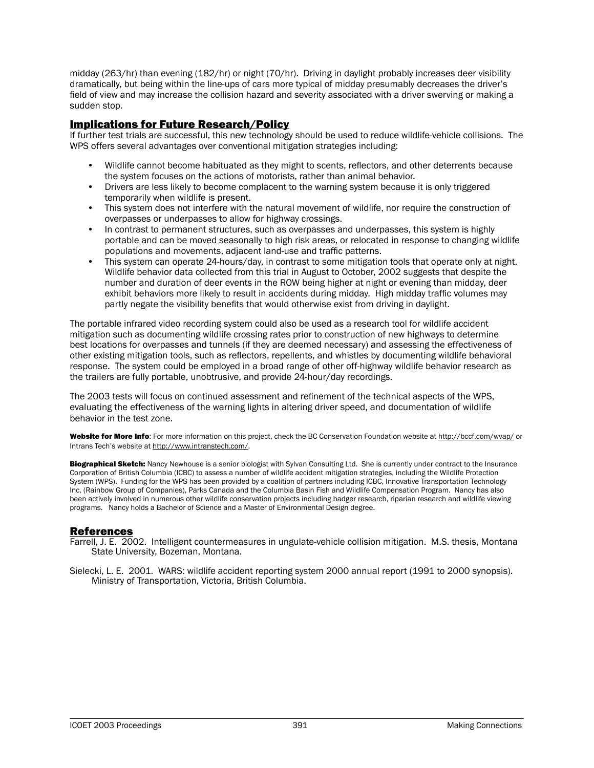midday (263/hr) than evening (182/hr) or night (70/hr). Driving in daylight probably increases deer visibility dramatically, but being within the line-ups of cars more typical of midday presumably decreases the driver's field of view and may increase the collision hazard and severity associated with a driver swerving or making a sudden stop.

## Implications for Future Research/Policy

If further test trials are successful, this new technology should be used to reduce wildlife-vehicle collisions. The WPS offers several advantages over conventional mitigation strategies including:

- Wildlife cannot become habituated as they might to scents, reflectors, and other deterrents because the system focuses on the actions of motorists, rather than animal behavior.
- Drivers are less likely to become complacent to the warning system because it is only triggered temporarily when wildlife is present.
- This system does not interfere with the natural movement of wildlife, nor require the construction of overpasses or underpasses to allow for highway crossings.
- In contrast to permanent structures, such as overpasses and underpasses, this system is highly portable and can be moved seasonally to high risk areas, or relocated in response to changing wildlife populations and movements, adjacent land-use and traffic patterns.
- This system can operate 24-hours/day, in contrast to some mitigation tools that operate only at night. Wildlife behavior data collected from this trial in August to October, 2002 suggests that despite the number and duration of deer events in the ROW being higher at night or evening than midday, deer exhibit behaviors more likely to result in accidents during midday. High midday traffic volumes may partly negate the visibility benefits that would otherwise exist from driving in daylight.

The portable infrared video recording system could also be used as a research tool for wildlife accident mitigation such as documenting wildlife crossing rates prior to construction of new highways to determine best locations for overpasses and tunnels (if they are deemed necessary) and assessing the effectiveness of other existing mitigation tools, such as reflectors, repellents, and whistles by documenting wildlife behavioral response. The system could be employed in a broad range of other off-highway wildlife behavior research as the trailers are fully portable, unobtrusive, and provide 24-hour/day recordings.

The 2003 tests will focus on continued assessment and refinement of the technical aspects of the WPS, evaluating the effectiveness of the warning lights in altering driver speed, and documentation of wildlife behavior in the test zone.

**Website for More Info**: For more information on this project, check the BC Conservation Foundation website at http://bccf.com/wvap/ or Intrans Tech's website at http://www.intranstech.com/.

**Biographical Sketch:** Nancy Newhouse is a senior biologist with Sylvan Consulting Ltd. She is currently under contract to the Insurance Corporation of British Columbia (ICBC) to assess a number of wildlife accident mitigation strategies, including the Wildlife Protection System (WPS). Funding for the WPS has been provided by a coalition of partners including ICBC, Innovative Transportation Technology Inc. (Rainbow Group of Companies), Parks Canada and the Columbia Basin Fish and Wildlife Compensation Program. Nancy has also been actively involved in numerous other wildlife conservation projects including badger research, riparian research and wildlife viewing programs. Nancy holds a Bachelor of Science and a Master of Environmental Design degree.

## References

Farrell, J. E. 2002. Intelligent countermeasures in ungulate-vehicle collision mitigation. M.S. thesis, Montana State University, Bozeman, Montana.

Sielecki, L. E. 2001. WARS: wildlife accident reporting system 2000 annual report (1991 to 2000 synopsis). Ministry of Transportation, Victoria, British Columbia.